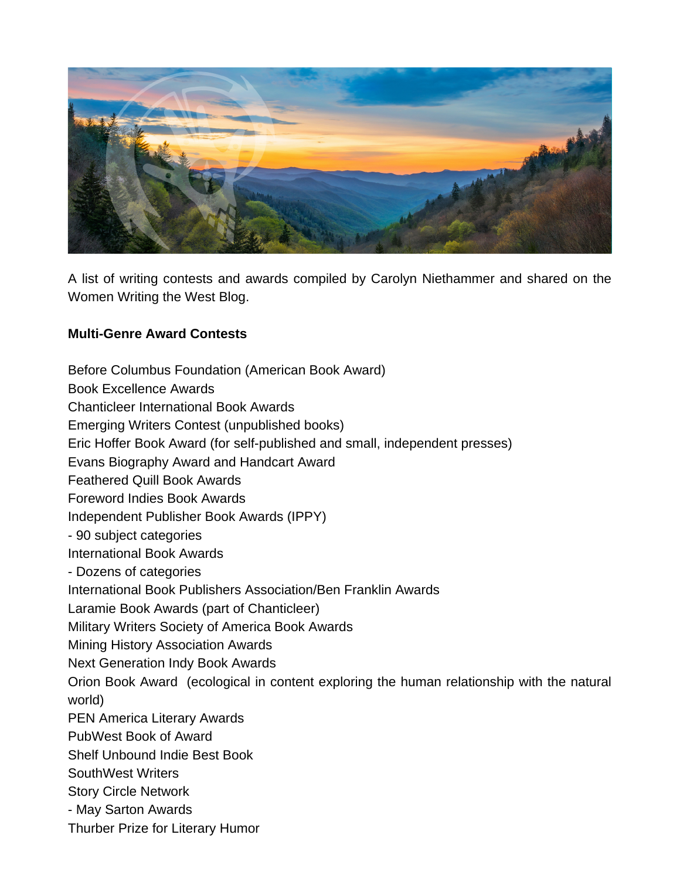A list of writing contests and awards compiled by Carolyn Niethammer and shared on the Women Writing the West Blog.

**Multi-Genre Award Contests**

Before Columbus Foundation (American Book Award)
Book Excellence Awards
Chanticleer International Book Awards
Emerging Writers Contest (unpublished books)
Eric Hoffer Book Award (for self-published and small, independent presses)
Evans Biography Award and Handcart Award
Feathered Quill Book Awards
Foreword Indies Book Awards
Independent Publisher Book Awards (IPPY)
- 90 subject categories
International Book Awards
- Dozens of categories
International Book Publishers Association/Ben Franklin Awards
Laramie Book Awards (part of Chanticleer)
Military Writers Society of America Book Awards
Mining History Association Awards
Next Generation Indy Book Awards
Orion Book Award (ecological in content exploring the human relationship with the natural world)
PEN America Literary Awards
PubWest Book of Award
Shelf Unbound Indie Best Book
SouthWest Writers
Story Circle Network
- May Sarton Awards
Thurber Prize for Literary Humor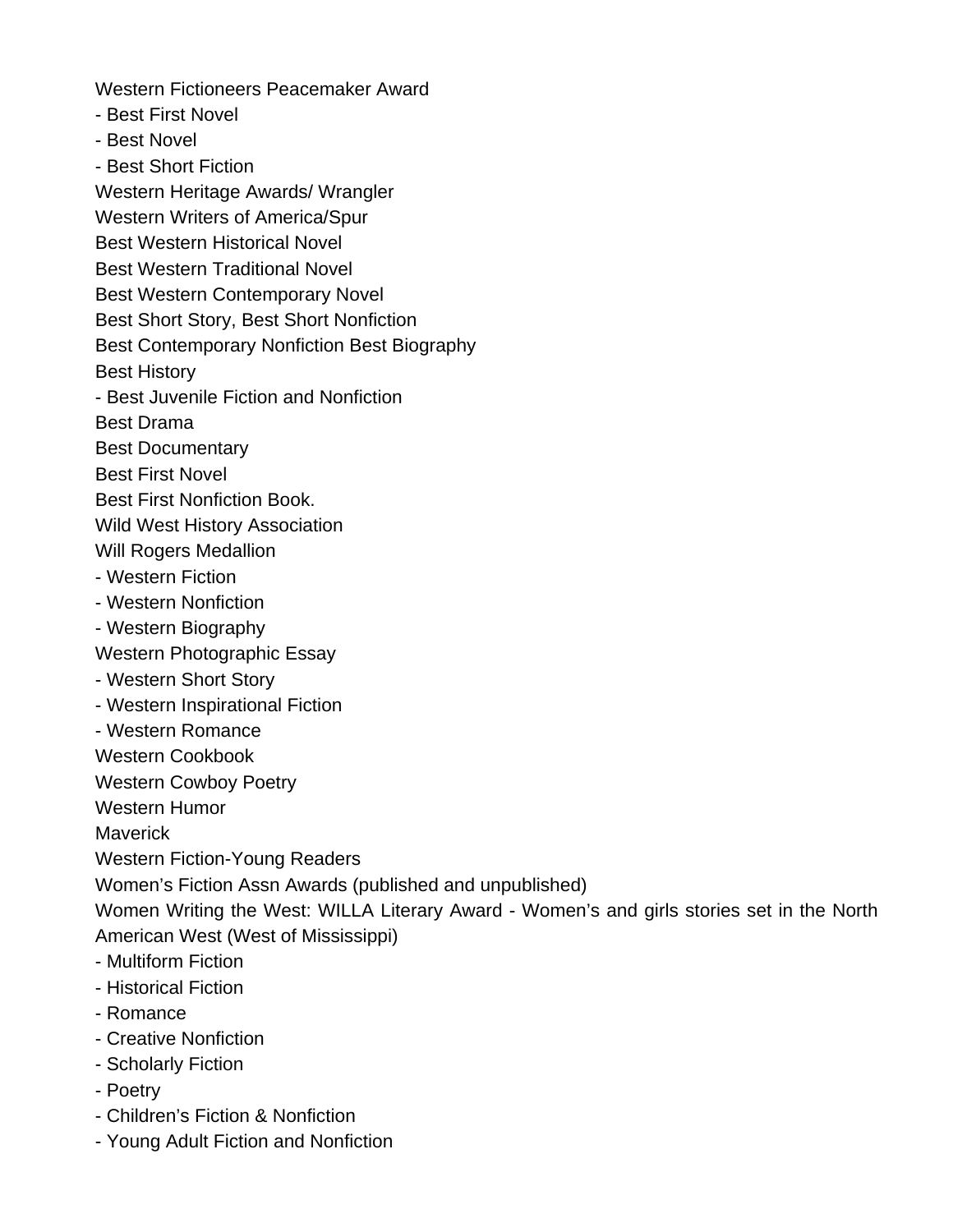Western Fictioneers Peacemaker Award

- Best First Novel
- Best Novel
- Best Short Fiction

Western Heritage Awards/ Wrangler

Western Writers of America/Spur

Best Western Historical Novel

Best Western Traditional Novel

Best Western Contemporary Novel

Best Short Story, Best Short Nonfiction

Best Contemporary Nonfiction Best Biography

Best History

- Best Juvenile Fiction and Nonfiction

Best Drama

Best Documentary

Best First Novel

Best First Nonfiction Book.

Wild West History Association

Will Rogers Medallion

- Western Fiction
- Western Nonfiction
- Western Biography

Western Photographic Essay

- Western Short Story
- Western Inspirational Fiction
- Western Romance

Western Cookbook

Western Cowboy Poetry

Western Humor

Maverick

Western Fiction-Young Readers

Women's Fiction Assn Awards (published and unpublished)

Women Writing the West: WILLA Literary Award - Women's and girls stories set in the North American West (West of Mississippi)

- Multiform Fiction
- Historical Fiction
- Romance
- Creative Nonfiction
- Scholarly Fiction
- Poetry
- Children's Fiction & Nonfiction
- Young Adult Fiction and Nonfiction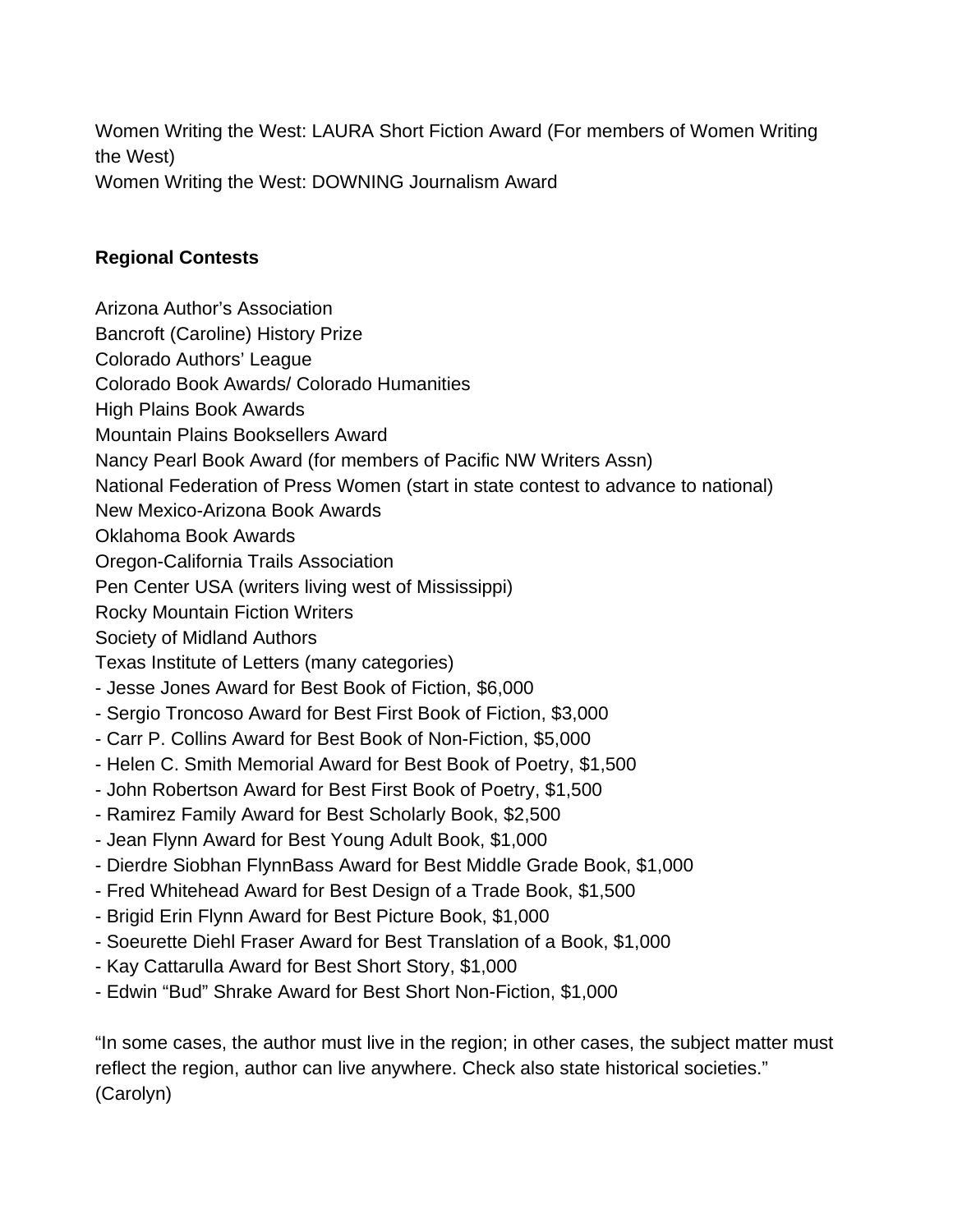Women Writing the West: LAURA Short Fiction Award (For members of Women Writing the West)
Women Writing the West: DOWNING Journalism Award

**Regional Contests**

Arizona Author's Association
Bancroft (Caroline) History Prize
Colorado Authors' League
Colorado Book Awards/ Colorado Humanities
High Plains Book Awards
Mountain Plains Booksellers Award
Nancy Pearl Book Award (for members of Pacific NW Writers Assn)
National Federation of Press Women (start in state contest to advance to national)
New Mexico-Arizona Book Awards
Oklahoma Book Awards
Oregon-California Trails Association
Pen Center USA (writers living west of Mississippi)
Rocky Mountain Fiction Writers
Society of Midland Authors
Texas Institute of Letters (many categories)

- Jesse Jones Award for Best Book of Fiction, $6,000
- Sergio Troncoso Award for Best First Book of Fiction, $3,000
- Carr P. Collins Award for Best Book of Non-Fiction, $5,000
- Helen C. Smith Memorial Award for Best Book of Poetry, $1,500
- John Robertson Award for Best First Book of Poetry, $1,500
- Ramirez Family Award for Best Scholarly Book, $2,500
- Jean Flynn Award for Best Young Adult Book, $1,000
- Dierdre Siobhan FlynnBass Award for Best Middle Grade Book, $1,000
- Fred Whitehead Award for Best Design of a Trade Book, $1,500
- Brigid Erin Flynn Award for Best Picture Book, $1,000
- Soeurette Diehl Fraser Award for Best Translation of a Book, $1,000
- Kay Cattarulla Award for Best Short Story, $1,000
- Edwin "Bud" Shrake Award for Best Short Non-Fiction, $1,000

"In some cases, the author must live in the region; in other cases, the subject matter must reflect the region, author can live anywhere. Check also state historical societies." (Carolyn)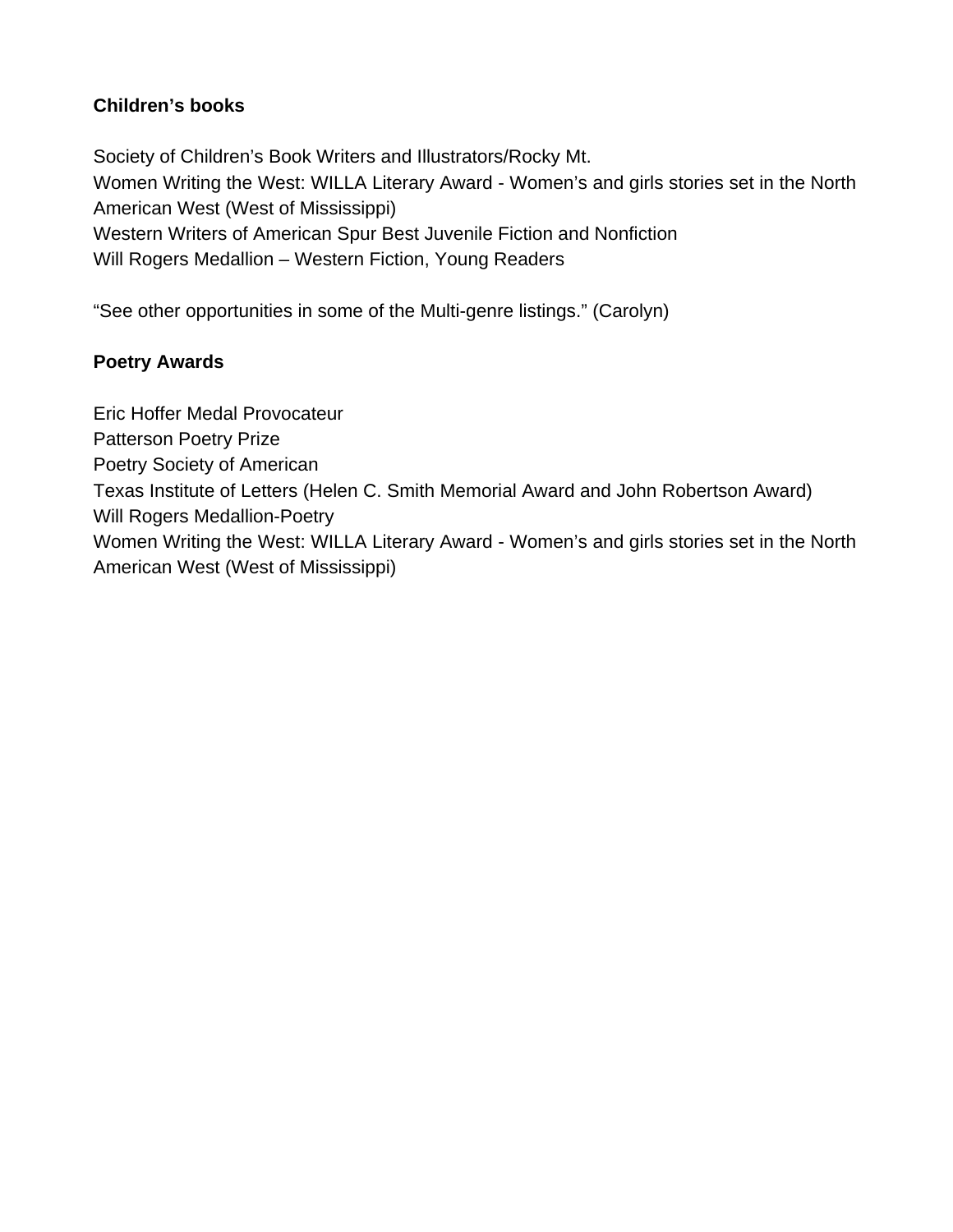**Children’s books**

Society of Children’s Book Writers and Illustrators/Rocky Mt.
Women Writing the West: WILLA Literary Award - Women’s and girls stories set in the North American West (West of Mississippi)
Western Writers of American Spur Best Juvenile Fiction and Nonfiction
Will Rogers Medallion – Western Fiction, Young Readers

“See other opportunities in some of the Multi-genre listings.” (Carolyn)

**Poetry Awards**

Eric Hoffer Medal Provocateur
Patterson Poetry Prize
Poetry Society of American
Texas Institute of Letters (Helen C. Smith Memorial Award and John Robertson Award)
Will Rogers Medallion-Poetry
Women Writing the West: WILLA Literary Award - Women’s and girls stories set in the North American West (West of Mississippi)